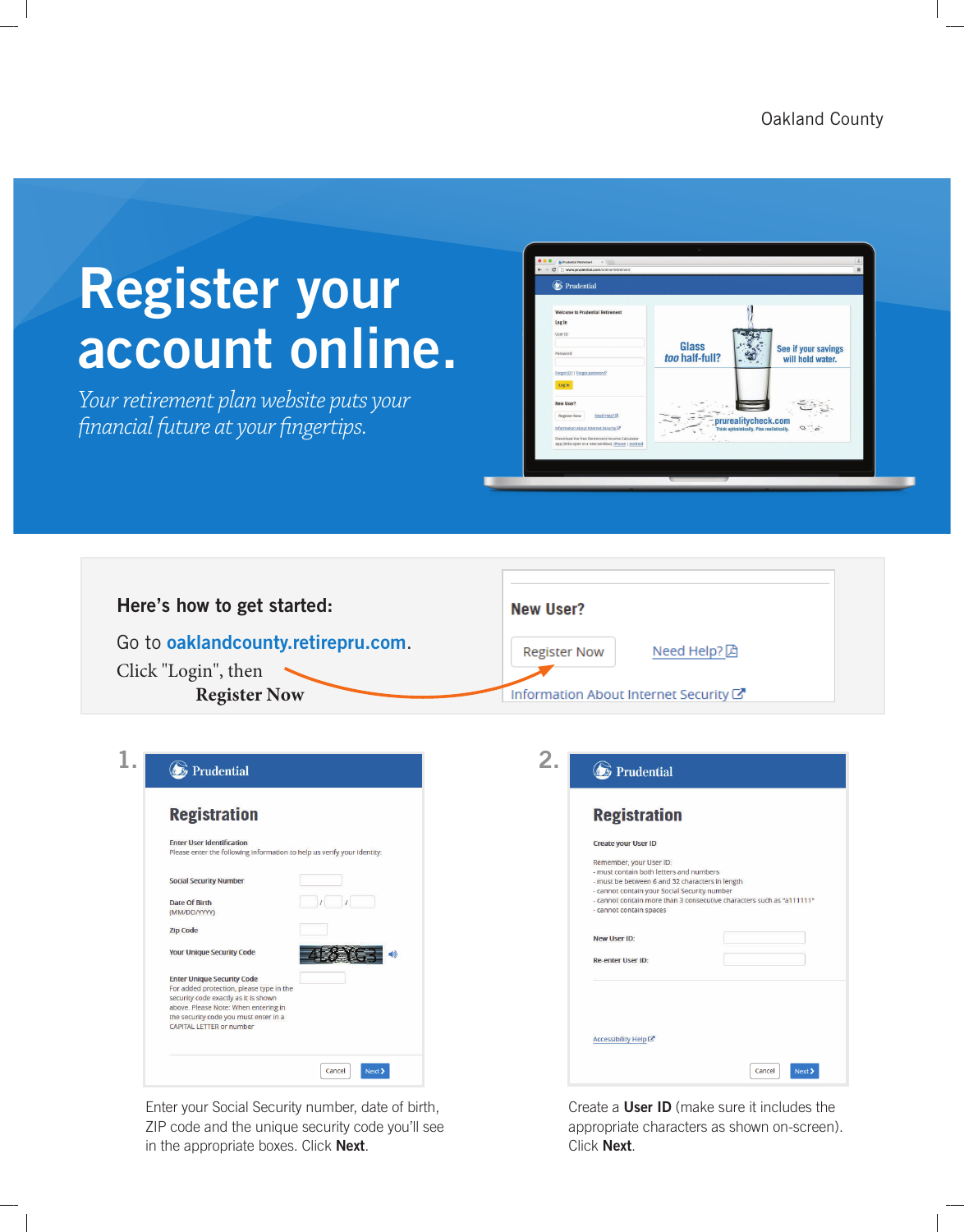Oakland County

# Register your account online.

*Your retirement plan website puts your financial future at your fingertips.*

## Here's how to get started:

Go to **oaklandcounty.retirepru.com**.

Click "Login", then **Register Now**

**New User?**

Register Now | Need Help?

Information About Internet Security

**1.**

Enter your Social Security number, date of birth, ZIP code and the unique security code you'll see in the appropriate boxes. Click **Next**.

**2.**

Create a **User ID** (make sure it includes the appropriate characters as shown on-screen). Click **Next**.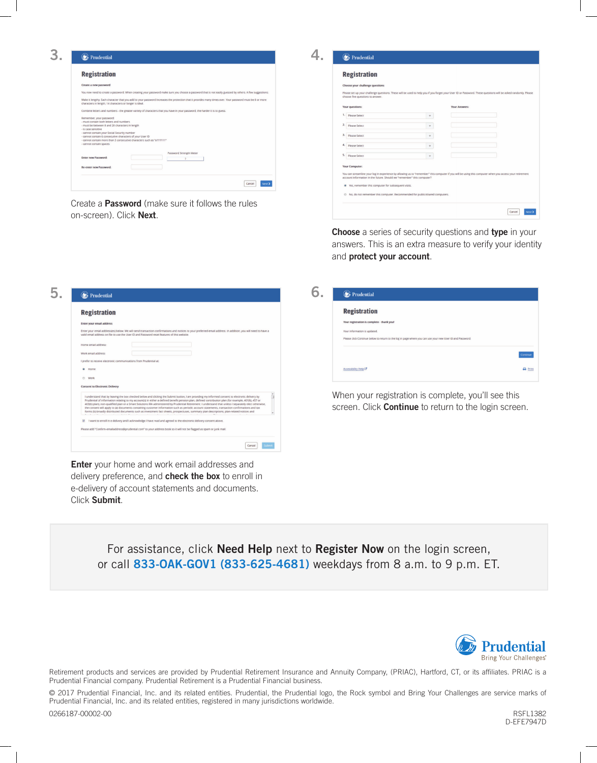3.

Create a **Password** (make sure it follows the rules on-screen). Click **Next**.

4.

**Choose** a series of security questions and **type** in your answers. This is an extra measure to verify your identity and **protect your account**.

5.

**Enter** your home and work email addresses and delivery preference, and **check the box** to enroll in e-delivery of account statements and documents. Click **Submit**.

6.

When your registration is complete, you'll see this screen. Click **Continue** to return to the login screen.

For assistance, click **Need Help** next to **Register Now** on the login screen, or call **833-OAK-GOV1 (833-625-4681)** weekdays from 8 a.m. to 9 p.m. ET.

Prudential
Bring Your Challenges

Retirement products and services are provided by Prudential Retirement Insurance and Annuity Company, (PRIAC), Hartford, CT, or its affiliates. PRIAC is a Prudential Financial company. Prudential Retirement is a Prudential Financial business.

© 2017 Prudential Financial, Inc. and its related entities. Prudential, the Prudential logo, the Rock symbol and Bring Your Challenges are service marks of Prudential Financial, Inc. and its related entities, registered in many jurisdictions worldwide.

0266187-00002-00

RSFL1382
D-EFE7947D